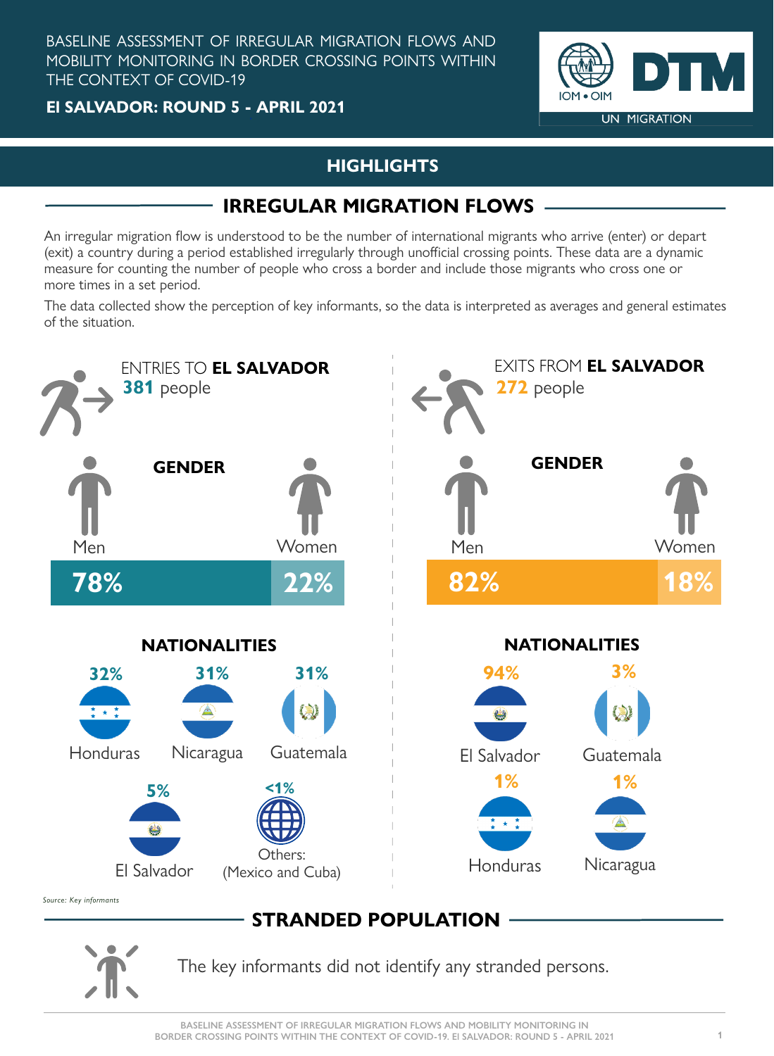BASELINE ASSESSMENT OF IRREGULAR MIGRATION FLOWS AND MOBILITY MONITORING IN BORDER CROSSING POINTS WITHIN THE CONTEXT OF COVID-19

**El SALVADOR: ROUND 5 - APRIL 2021**

IOM • OIM | DTM | UN MIGRATION

## HIGHLIGHTS

## IRREGULAR MIGRATION FLOWS

An irregular migration flow is understood to be the number of international migrants who arrive (enter) or depart (exit) a country during a period established irregularly through unofficial crossing points. These data are a dynamic measure for counting the number of people who cross a border and include those migrants who cross one or more times in a set period.

The data collected show the perception of key informants, so the data is interpreted as averages and general estimates of the situation.

### ENTRIES TO **EL SALVADOR**

**381** people

**GENDER**

| Men | Women |
|---|---|
| 78% | 22% |

**NATIONALITIES**

| Nationality | % |
|---|---|
| Honduras | 32% |
| Nicaragua | 31% |
| Guatemala | 31% |
| El Salvador | 5% |
| Others: (Mexico and Cuba) | <1% |

### EXITS FROM **EL SALVADOR**

**272** people

**GENDER**

| Men | Women |
|---|---|
| 82% | 18% |

**NATIONALITIES**

| Nationality | % |
|---|---|
| El Salvador | 94% |
| Guatemala | 3% |
| Honduras | 1% |
| Nicaragua | 1% |

*Source: Key informants*

## STRANDED POPULATION

The key informants did not identify any stranded persons.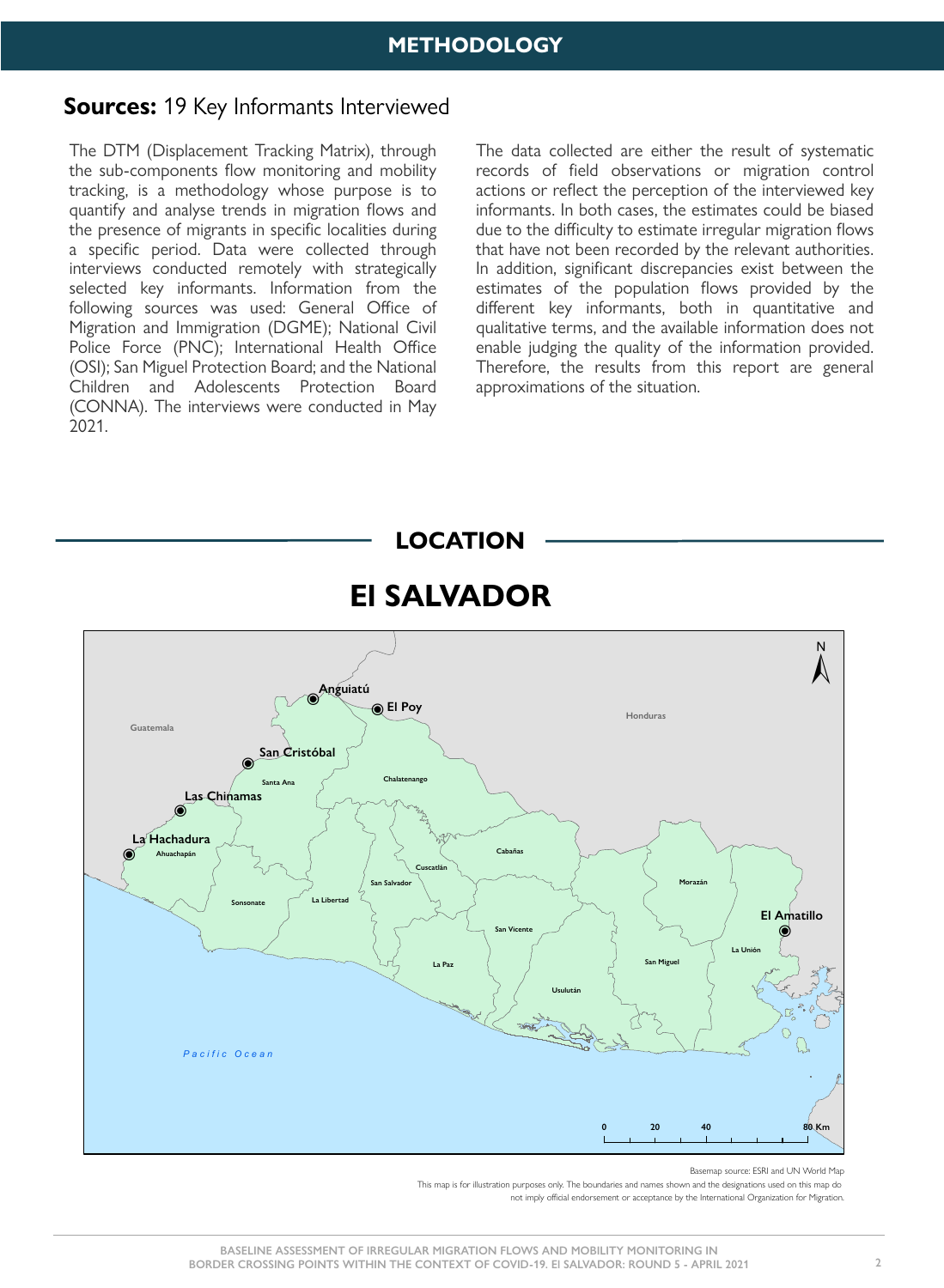# METHODOLOGY

**Sources:** 19 Key Informants Interviewed

The DTM (Displacement Tracking Matrix), through the sub-components flow monitoring and mobility tracking, is a methodology whose purpose is to quantify and analyse trends in migration flows and the presence of migrants in specific localities during a specific period. Data were collected through interviews conducted remotely with strategically selected key informants. Information from the following sources was used: General Office of Migration and Immigration (DGME); National Civil Police Force (PNC); International Health Office (OSI); San Miguel Protection Board; and the National Children and Adolescents Protection Board (CONNA). The interviews were conducted in May 2021.

The data collected are either the result of systematic records of field observations or migration control actions or reflect the perception of the interviewed key informants. In both cases, the estimates could be biased due to the difficulty to estimate irregular migration flows that have not been recorded by the relevant authorities. In addition, significant discrepancies exist between the estimates of the population flows provided by the different key informants, both in quantitative and qualitative terms, and the available information does not enable judging the quality of the information provided. Therefore, the results from this report are general approximations of the situation.

## LOCATION

## El SALVADOR

Basemap source: ESRI and UN World Map

This map is for illustration purposes only. The boundaries and names shown and the designations used on this map do not imply official endorsement or acceptance by the International Organization for Migration.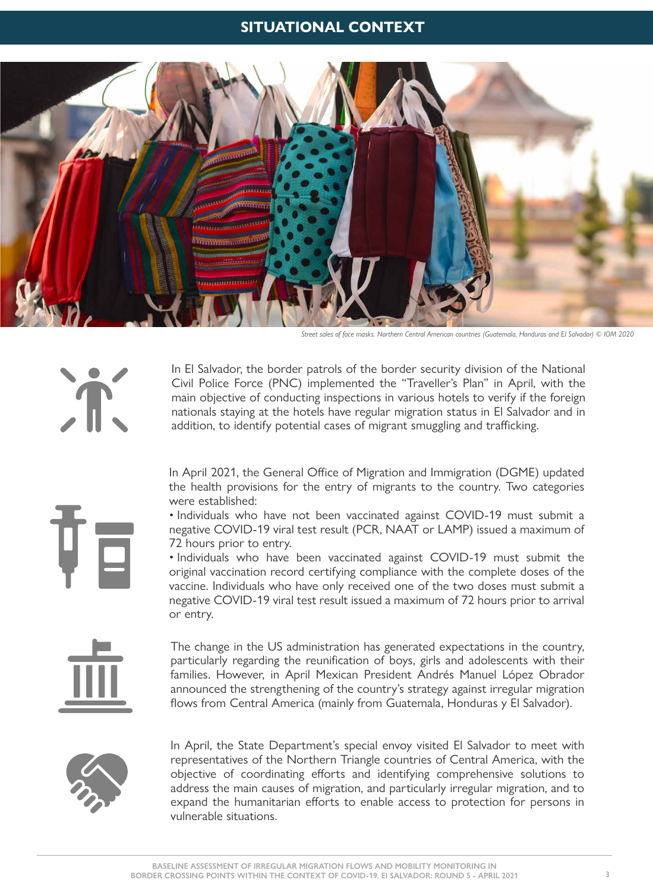# SITUATIONAL CONTEXT

*Street sales of face masks. Northern Central American countries (Guatemala, Honduras and El Salvador) © IOM 2020*

In El Salvador, the border patrols of the border security division of the National Civil Police Force (PNC) implemented the "Traveller's Plan" in April, with the main objective of conducting inspections in various hotels to verify if the foreign nationals staying at the hotels have regular migration status in El Salvador and in addition, to identify potential cases of migrant smuggling and trafficking.

In April 2021, the General Office of Migration and Immigration (DGME) updated the health provisions for the entry of migrants to the country. Two categories were established:

- Individuals who have not been vaccinated against COVID-19 must submit a negative COVID-19 viral test result (PCR, NAAT or LAMP) issued a maximum of 72 hours prior to entry.
- Individuals who have been vaccinated against COVID-19 must submit the original vaccination record certifying compliance with the complete doses of the vaccine. Individuals who have only received one of the two doses must submit a negative COVID-19 viral test result issued a maximum of 72 hours prior to arrival or entry.

The change in the US administration has generated expectations in the country, particularly regarding the reunification of boys, girls and adolescents with their families. However, in April Mexican President Andrés Manuel López Obrador announced the strengthening of the country's strategy against irregular migration flows from Central America (mainly from Guatemala, Honduras y El Salvador).

In April, the State Department's special envoy visited El Salvador to meet with representatives of the Northern Triangle countries of Central America, with the objective of coordinating efforts and identifying comprehensive solutions to address the main causes of migration, and particularly irregular migration, and to expand the humanitarian efforts to enable access to protection for persons in vulnerable situations.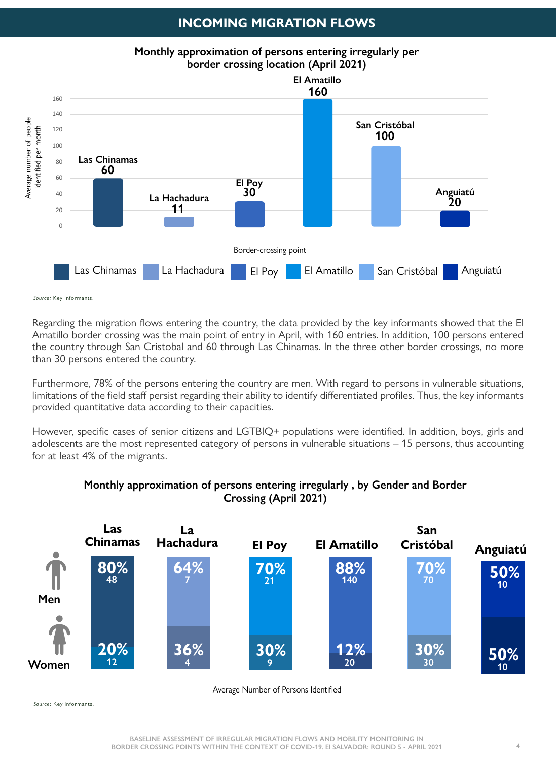## INCOMING MIGRATION FLOWS

**Monthly approximation of persons entering irregularly per border crossing location (April 2021)**

| Border-crossing point | Average number of people identified per month |
|---|---|
| Las Chinamas | 60 |
| La Hachadura | 11 |
| El Poy | 30 |
| El Amatillo | 160 |
| San Cristóbal | 100 |
| Anguiatú | 20 |

*Source:* Key informants.

Regarding the migration flows entering the country, the data provided by the key informants showed that the El Amatillo border crossing was the main point of entry in April, with 160 entries. In addition, 100 persons entered the country through San Cristobal and 60 through Las Chinamas. In the three other border crossings, no more than 30 persons entered the country.

Furthermore, 78% of the persons entering the country are men. With regard to persons in vulnerable situations, limitations of the field staff persist regarding their ability to identify differentiated profiles. Thus, the key informants provided quantitative data according to their capacities.

However, specific cases of senior citizens and LGTBIQ+ populations were identified. In addition, boys, girls and adolescents are the most represented category of persons in vulnerable situations – 15 persons, thus accounting for at least 4% of the migrants.

**Monthly approximation of persons entering irregularly , by Gender and Border Crossing (April 2021)**

| | Las Chinamas | La Hachadura | El Poy | El Amatillo | San Cristóbal | Anguiatú |
|---|---|---|---|---|---|---|
| Men | 80% (48) | 64% (7) | 70% (21) | 88% (140) | 70% (70) | 50% (10) |
| Women | 20% (12) | 36% (4) | 30% (9) | 12% (20) | 30% (30) | 50% (10) |

Average Number of Persons Identified

*Source:* Key informants.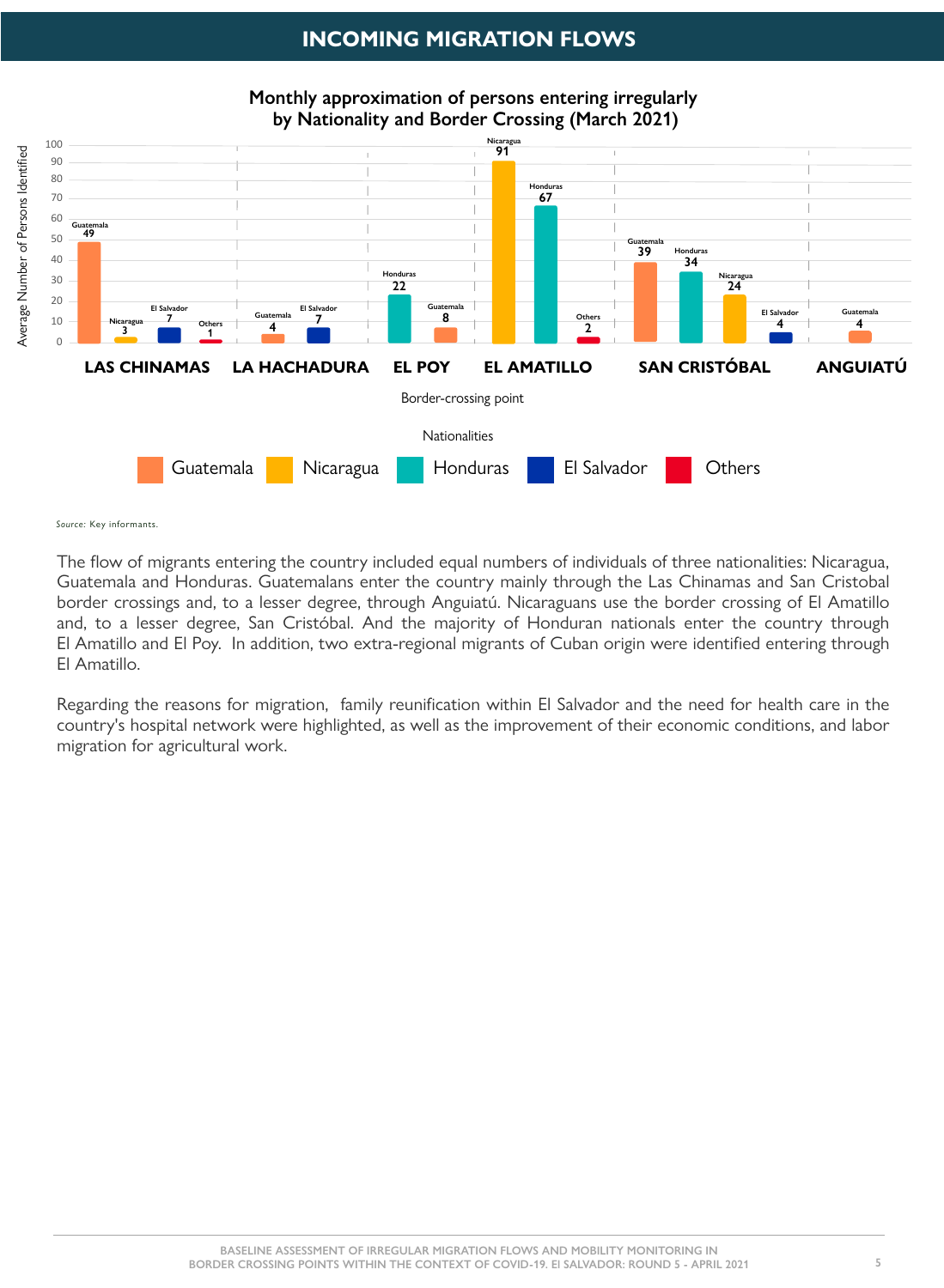# INCOMING MIGRATION FLOWS

**Monthly approximation of persons entering irregularly by Nationality and Border Crossing (March 2021)**

| Border-crossing point | Guatemala | Nicaragua | Honduras | El Salvador | Others |
|---|---|---|---|---|---|
| LAS CHINAMAS | 49 | 3 | | 7 | 1 |
| LA HACHADURA | 4 | | | 7 | |
| EL POY | 8 | | 22 | | |
| EL AMATILLO | | 91 | 67 | | 2 |
| SAN CRISTÓBAL | 39 | 24 | 34 | 4 | |
| ANGUIATÚ | 4 | | | | |

*Source:* Key informants.

The flow of migrants entering the country included equal numbers of individuals of three nationalities: Nicaragua, Guatemala and Honduras. Guatemalans enter the country mainly through the Las Chinamas and San Cristobal border crossings and, to a lesser degree, through Anguiatú. Nicaraguans use the border crossing of El Amatillo and, to a lesser degree, San Cristóbal. And the majority of Honduran nationals enter the country through El Amatillo and El Poy. In addition, two extra-regional migrants of Cuban origin were identified entering through El Amatillo.

Regarding the reasons for migration, family reunification within El Salvador and the need for health care in the country's hospital network were highlighted, as well as the improvement of their economic conditions, and labor migration for agricultural work.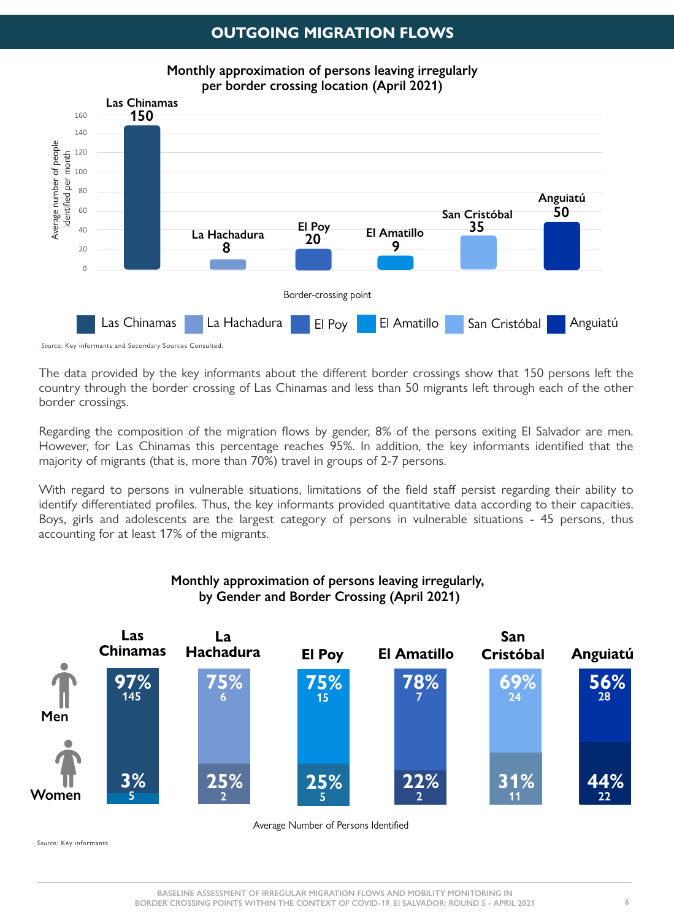## OUTGOING MIGRATION FLOWS

**Monthly approximation of persons leaving irregularly per border crossing location (April 2021)**

| Border-crossing point | Average number of people identified per month |
| --- | --- |
| Las Chinamas | 150 |
| La Hachadura | 8 |
| El Poy | 20 |
| El Amatillo | 9 |
| San Cristóbal | 35 |
| Anguiatú | 50 |

*Source:* Key informants and Secondary Sources Consulted.

The data provided by the key informants about the different border crossings show that 150 persons left the country through the border crossing of Las Chinamas and less than 50 migrants left through each of the other border crossings.

Regarding the composition of the migration flows by gender, 8% of the persons exiting El Salvador are men. However, for Las Chinamas this percentage reaches 95%. In addition, the key informants identified that the majority of migrants (that is, more than 70%) travel in groups of 2-7 persons.

With regard to persons in vulnerable situations, limitations of the field staff persist regarding their ability to identify differentiated profiles. Thus, the key informants provided quantitative data according to their capacities. Boys, girls and adolescents are the largest category of persons in vulnerable situations - 45 persons, thus accounting for at least 17% of the migrants.

**Monthly approximation of persons leaving irregularly, by Gender and Border Crossing (April 2021)**

| | Las Chinamas | La Hachadura | El Poy | El Amatillo | San Cristóbal | Anguiatú |
| --- | --- | --- | --- | --- | --- | --- |
| Men | 97% (145) | 75% (6) | 75% (15) | 78% (7) | 69% (24) | 56% (28) |
| Women | 3% (5) | 25% (2) | 25% (5) | 22% (2) | 31% (11) | 44% (22) |

Average Number of Persons Identified

*Source:* Key informants.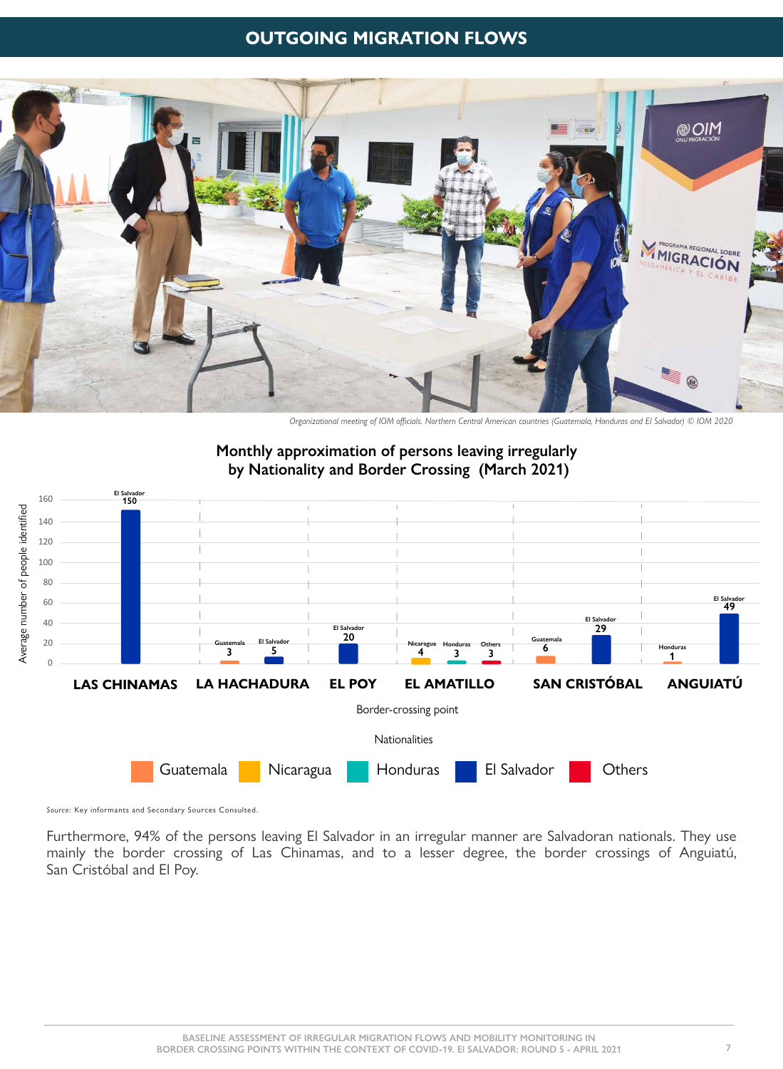## OUTGOING MIGRATION FLOWS

*Organizational meeting of IOM officials. Northern Central American countries (Guatemala, Honduras and El Salvador) © IOM 2020*

**Monthly approximation of persons leaving irregularly by Nationality and Border Crossing (March 2021)**

| Border-crossing point | Guatemala | Nicaragua | Honduras | El Salvador | Others |
|---|---|---|---|---|---|
| LAS CHINAMAS | | | | 150 | |
| LA HACHADURA | 3 | | | 5 | |
| EL POY | | | | 20 | |
| EL AMATILLO | | 4 | 3 | | 3 |
| SAN CRISTÓBAL | 6 | | | 29 | |
| ANGUIATÚ | | | 1 | 49 | |

*Source:* Key informants and Secondary Sources Consulted.

Furthermore, 94% of the persons leaving El Salvador in an irregular manner are Salvadoran nationals. They use mainly the border crossing of Las Chinamas, and to a lesser degree, the border crossings of Anguiatú, San Cristóbal and El Poy.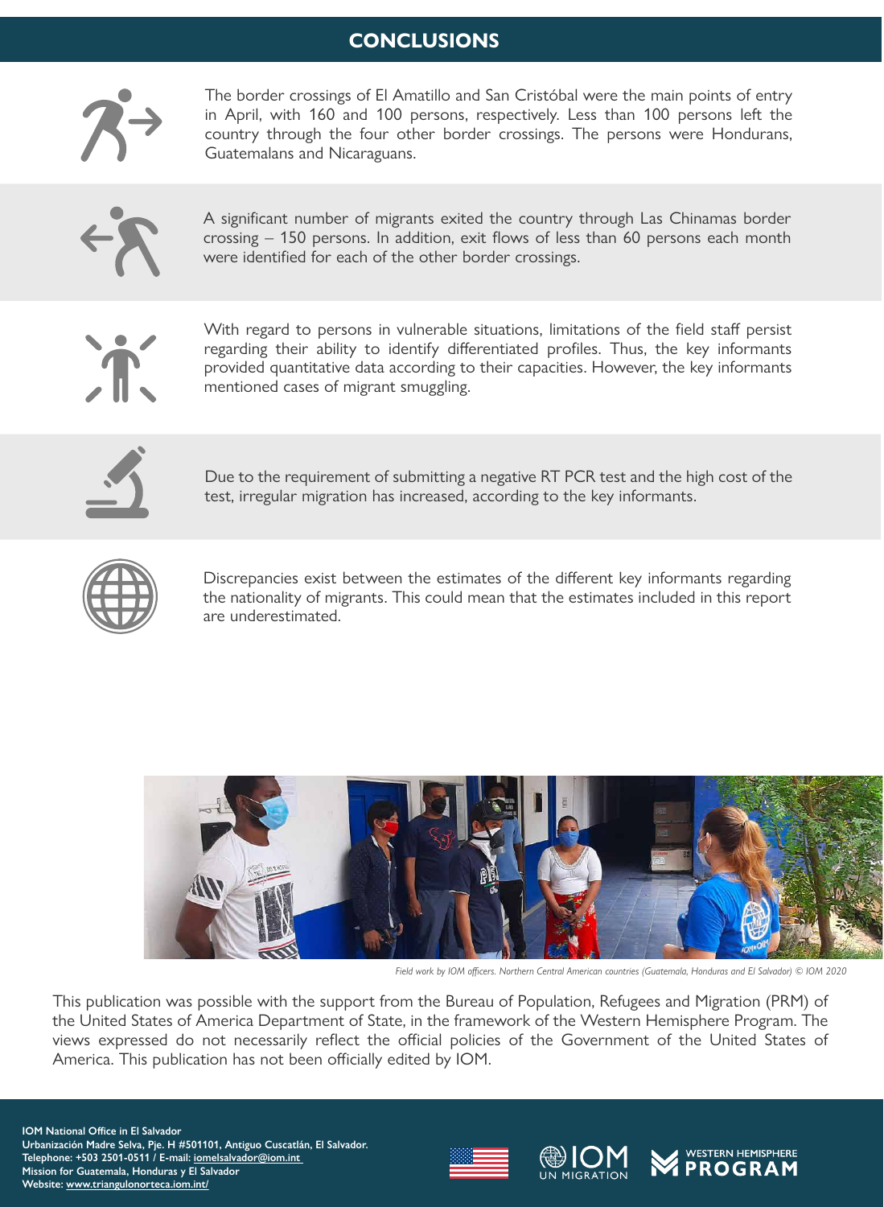## CONCLUSIONS

The border crossings of El Amatillo and San Cristóbal were the main points of entry in April, with 160 and 100 persons, respectively. Less than 100 persons left the country through the four other border crossings. The persons were Hondurans, Guatemalans and Nicaraguans.

A significant number of migrants exited the country through Las Chinamas border crossing – 150 persons. In addition, exit flows of less than 60 persons each month were identified for each of the other border crossings.

With regard to persons in vulnerable situations, limitations of the field staff persist regarding their ability to identify differentiated profiles. Thus, the key informants provided quantitative data according to their capacities. However, the key informants mentioned cases of migrant smuggling.

Due to the requirement of submitting a negative RT PCR test and the high cost of the test, irregular migration has increased, according to the key informants.

Discrepancies exist between the estimates of the different key informants regarding the nationality of migrants. This could mean that the estimates included in this report are underestimated.

*Field work by IOM officers. Northern Central American countries (Guatemala, Honduras and El Salvador) © IOM 2020*

This publication was possible with the support from the Bureau of Population, Refugees and Migration (PRM) of the United States of America Department of State, in the framework of the Western Hemisphere Program. The views expressed do not necessarily reflect the official policies of the Government of the United States of America. This publication has not been officially edited by IOM.

**IOM National Office in El Salvador**
**Urbanización Madre Selva, Pje. H #501101, Antiguo Cuscatlán, El Salvador.**
**Telephone: +503 2501-0511 / E-mail: iomelsalvador@iom.int**
**Mission for Guatemala, Honduras y El Salvador**
**Website: www.triangulonorteca.iom.int/**

IOM UN MIGRATION

WESTERN HEMISPHERE PROGRAM